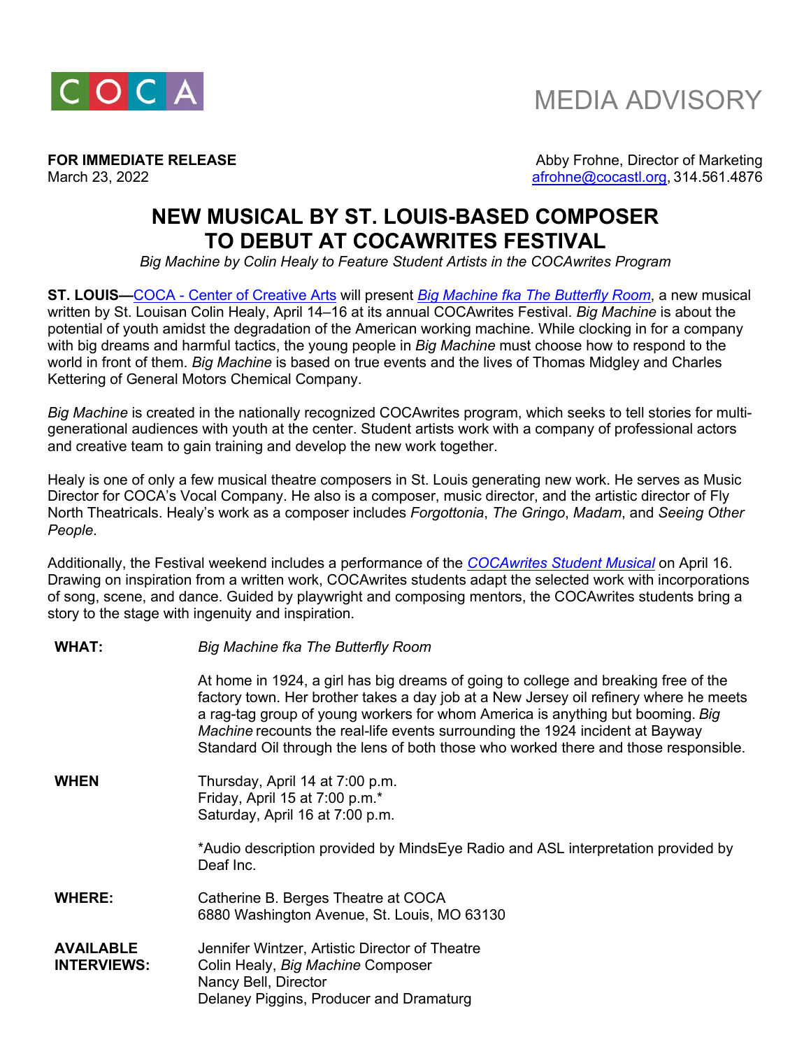COCA

MEDIA ADVISORY

**FOR IMMEDIATE RELEASE**
March 23, 2022

Abby Frohne, Director of Marketing
afrohne@cocastl.org, 314.561.4876

# NEW MUSICAL BY ST. LOUIS-BASED COMPOSER TO DEBUT AT COCAWRITES FESTIVAL

*Big Machine by Colin Healy to Feature Student Artists in the COCAwrites Program*

**ST. LOUIS—**COCA - Center of Creative Arts will present *Big Machine fka The Butterfly Room*, a new musical written by St. Louisan Colin Healy, April 14–16 at its annual COCAwrites Festival. *Big Machine* is about the potential of youth amidst the degradation of the American working machine. While clocking in for a company with big dreams and harmful tactics, the young people in *Big Machine* must choose how to respond to the world in front of them. *Big Machine* is based on true events and the lives of Thomas Midgley and Charles Kettering of General Motors Chemical Company.

*Big Machine* is created in the nationally recognized COCAwrites program, which seeks to tell stories for multi-generational audiences with youth at the center. Student artists work with a company of professional actors and creative team to gain training and develop the new work together.

Healy is one of only a few musical theatre composers in St. Louis generating new work. He serves as Music Director for COCA's Vocal Company. He also is a composer, music director, and the artistic director of Fly North Theatricals. Healy's work as a composer includes *Forgottonia*, *The Gringo*, *Madam*, and *Seeing Other People*.

Additionally, the Festival weekend includes a performance of the *COCAwrites Student Musical* on April 16. Drawing on inspiration from a written work, COCAwrites students adapt the selected work with incorporations of song, scene, and dance. Guided by playwright and composing mentors, the COCAwrites students bring a story to the stage with ingenuity and inspiration.

**WHAT:** *Big Machine fka The Butterfly Room*

At home in 1924, a girl has big dreams of going to college and breaking free of the factory town. Her brother takes a day job at a New Jersey oil refinery where he meets a rag-tag group of young workers for whom America is anything but booming. *Big Machine* recounts the real-life events surrounding the 1924 incident at Bayway Standard Oil through the lens of both those who worked there and those responsible.

**WHEN**

Thursday, April 14 at 7:00 p.m.
Friday, April 15 at 7:00 p.m.*
Saturday, April 16 at 7:00 p.m.

*Audio description provided by MindsEye Radio and ASL interpretation provided by Deaf Inc.

**WHERE:**

Catherine B. Berges Theatre at COCA
6880 Washington Avenue, St. Louis, MO 63130

**AVAILABLE INTERVIEWS:**

Jennifer Wintzer, Artistic Director of Theatre
Colin Healy, *Big Machine* Composer
Nancy Bell, Director
Delaney Piggins, Producer and Dramaturg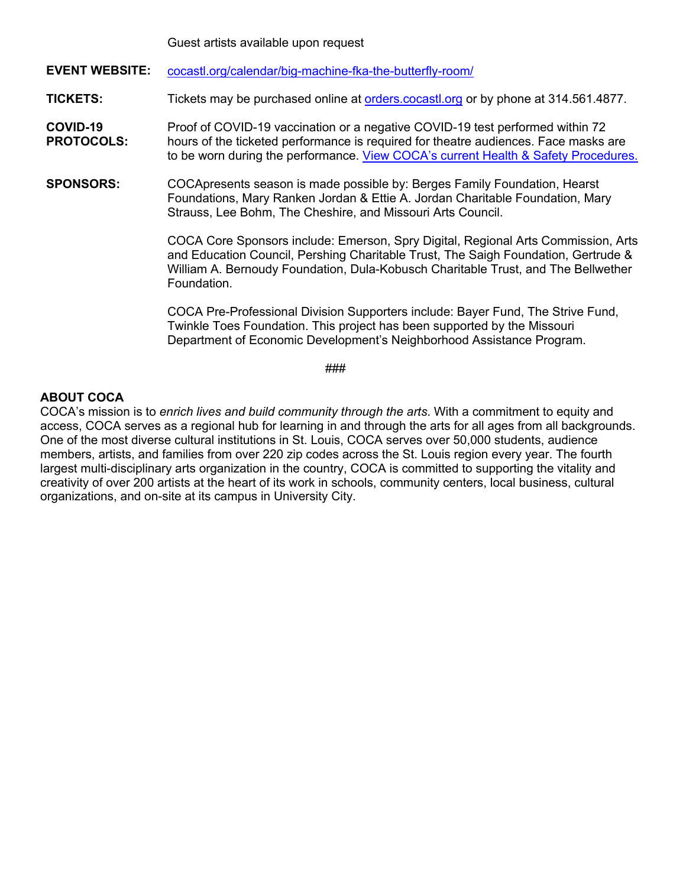Guest artists available upon request

**EVENT WEBSITE:** [cocastl.org/calendar/big-machine-fka-the-butterfly-room/](cocastl.org/calendar/big-machine-fka-the-butterfly-room/)

**TICKETS:** Tickets may be purchased online at [orders.cocastl.org](orders.cocastl.org) or by phone at 314.561.4877.

**COVID-19 PROTOCOLS:** Proof of COVID-19 vaccination or a negative COVID-19 test performed within 72 hours of the ticketed performance is required for theatre audiences. Face masks are to be worn during the performance. View COCA's current Health & Safety Procedures.

**SPONSORS:** COCApresents season is made possible by: Berges Family Foundation, Hearst Foundations, Mary Ranken Jordan & Ettie A. Jordan Charitable Foundation, Mary Strauss, Lee Bohm, The Cheshire, and Missouri Arts Council.

COCA Core Sponsors include: Emerson, Spry Digital, Regional Arts Commission, Arts and Education Council, Pershing Charitable Trust, The Saigh Foundation, Gertrude & William A. Bernoudy Foundation, Dula-Kobusch Charitable Trust, and The Bellwether Foundation.

COCA Pre-Professional Division Supporters include: Bayer Fund, The Strive Fund, Twinkle Toes Foundation. This project has been supported by the Missouri Department of Economic Development's Neighborhood Assistance Program.

###

## ABOUT COCA

COCA's mission is to *enrich lives and build community through the arts.* With a commitment to equity and access, COCA serves as a regional hub for learning in and through the arts for all ages from all backgrounds. One of the most diverse cultural institutions in St. Louis, COCA serves over 50,000 students, audience members, artists, and families from over 220 zip codes across the St. Louis region every year. The fourth largest multi-disciplinary arts organization in the country, COCA is committed to supporting the vitality and creativity of over 200 artists at the heart of its work in schools, community centers, local business, cultural organizations, and on-site at its campus in University City.